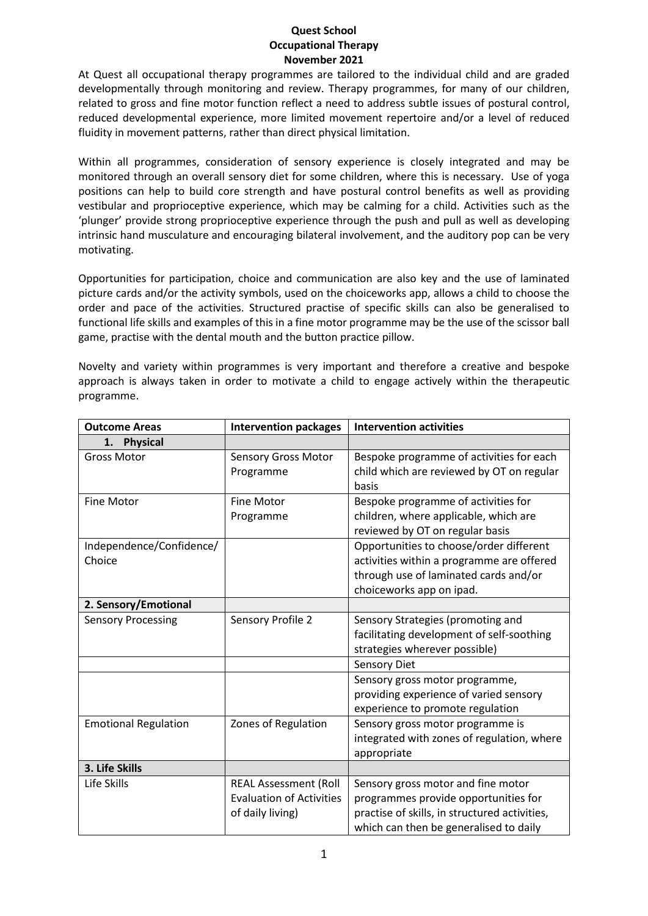# Quest School
## Occupational Therapy
### November 2021

At Quest all occupational therapy programmes are tailored to the individual child and are graded developmentally through monitoring and review. Therapy programmes, for many of our children, related to gross and fine motor function reflect a need to address subtle issues of postural control, reduced developmental experience, more limited movement repertoire and/or a level of reduced fluidity in movement patterns, rather than direct physical limitation.

Within all programmes, consideration of sensory experience is closely integrated and may be monitored through an overall sensory diet for some children, where this is necessary. Use of yoga positions can help to build core strength and have postural control benefits as well as providing vestibular and proprioceptive experience, which may be calming for a child. Activities such as the 'plunger' provide strong proprioceptive experience through the push and pull as well as developing intrinsic hand musculature and encouraging bilateral involvement, and the auditory pop can be very motivating.

Opportunities for participation, choice and communication are also key and the use of laminated picture cards and/or the activity symbols, used on the choiceworks app, allows a child to choose the order and pace of the activities. Structured practise of specific skills can also be generalised to functional life skills and examples of this in a fine motor programme may be the use of the scissor ball game, practise with the dental mouth and the button practice pillow.

Novelty and variety within programmes is very important and therefore a creative and bespoke approach is always taken in order to motivate a child to engage actively within the therapeutic programme.

| Outcome Areas | Intervention packages | Intervention activities |
|---|---|---|
| **1. Physical** | | |
| Gross Motor | Sensory Gross Motor Programme | Bespoke programme of activities for each child which are reviewed by OT on regular basis |
| Fine Motor | Fine Motor Programme | Bespoke programme of activities for children, where applicable, which are reviewed by OT on regular basis |
| Independence/Confidence/ Choice | | Opportunities to choose/order different activities within a programme are offered through use of laminated cards and/or choiceworks app on ipad. |
| **2. Sensory/Emotional** | | |
| Sensory Processing | Sensory Profile 2 | Sensory Strategies (promoting and facilitating development of self-soothing strategies wherever possible) |
| | | Sensory Diet |
| | | Sensory gross motor programme, providing experience of varied sensory experience to promote regulation |
| Emotional Regulation | Zones of Regulation | Sensory gross motor programme is integrated with zones of regulation, where appropriate |
| **3. Life Skills** | | |
| Life Skills | REAL Assessment (Roll Evaluation of Activities of daily living) | Sensory gross motor and fine motor programmes provide opportunities for practise of skills, in structured activities, which can then be generalised to daily |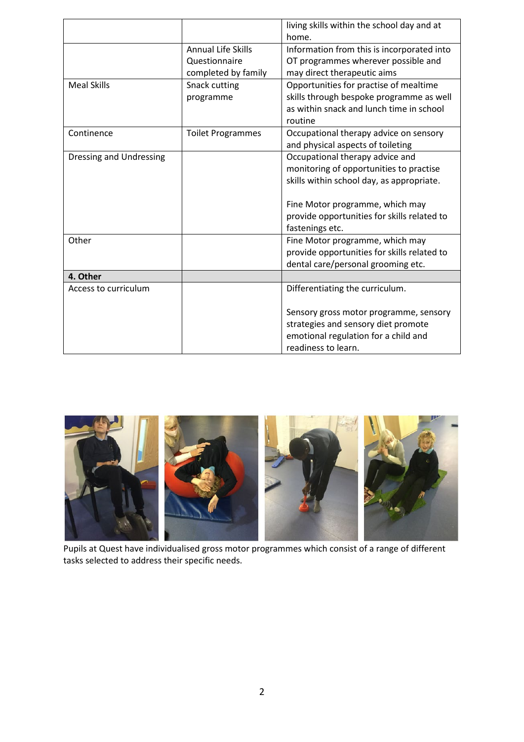|  |  |  |
|---|---|---|
|  |  | living skills within the school day and at home. |
|  | Annual Life Skills Questionnaire completed by family | Information from this is incorporated into OT programmes wherever possible and may direct therapeutic aims |
| Meal Skills | Snack cutting programme | Opportunities for practise of mealtime skills through bespoke programme as well as within snack and lunch time in school routine |
| Continence | Toilet Programmes | Occupational therapy advice on sensory and physical aspects of toileting |
| Dressing and Undressing |  | Occupational therapy advice and monitoring of opportunities to practise skills within school day, as appropriate.<br><br>Fine Motor programme, which may provide opportunities for skills related to fastenings etc. |
| Other |  | Fine Motor programme, which may provide opportunities for skills related to dental care/personal grooming etc. |
| **4. Other** |  |  |
| Access to curriculum |  | Differentiating the curriculum.<br><br>Sensory gross motor programme, sensory strategies and sensory diet promote emotional regulation for a child and readiness to learn. |

Pupils at Quest have individualised gross motor programmes which consist of a range of different tasks selected to address their specific needs.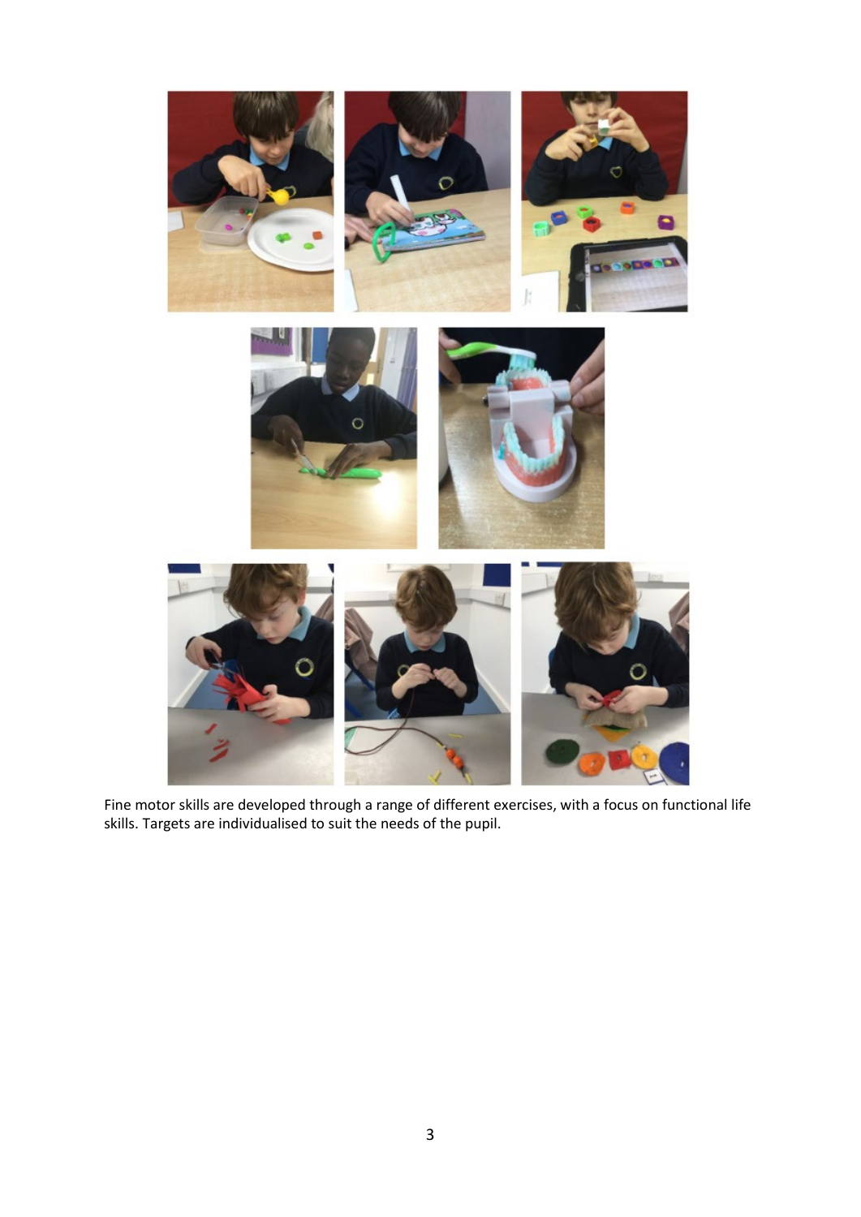Fine motor skills are developed through a range of different exercises, with a focus on functional life skills. Targets are individualised to suit the needs of the pupil.